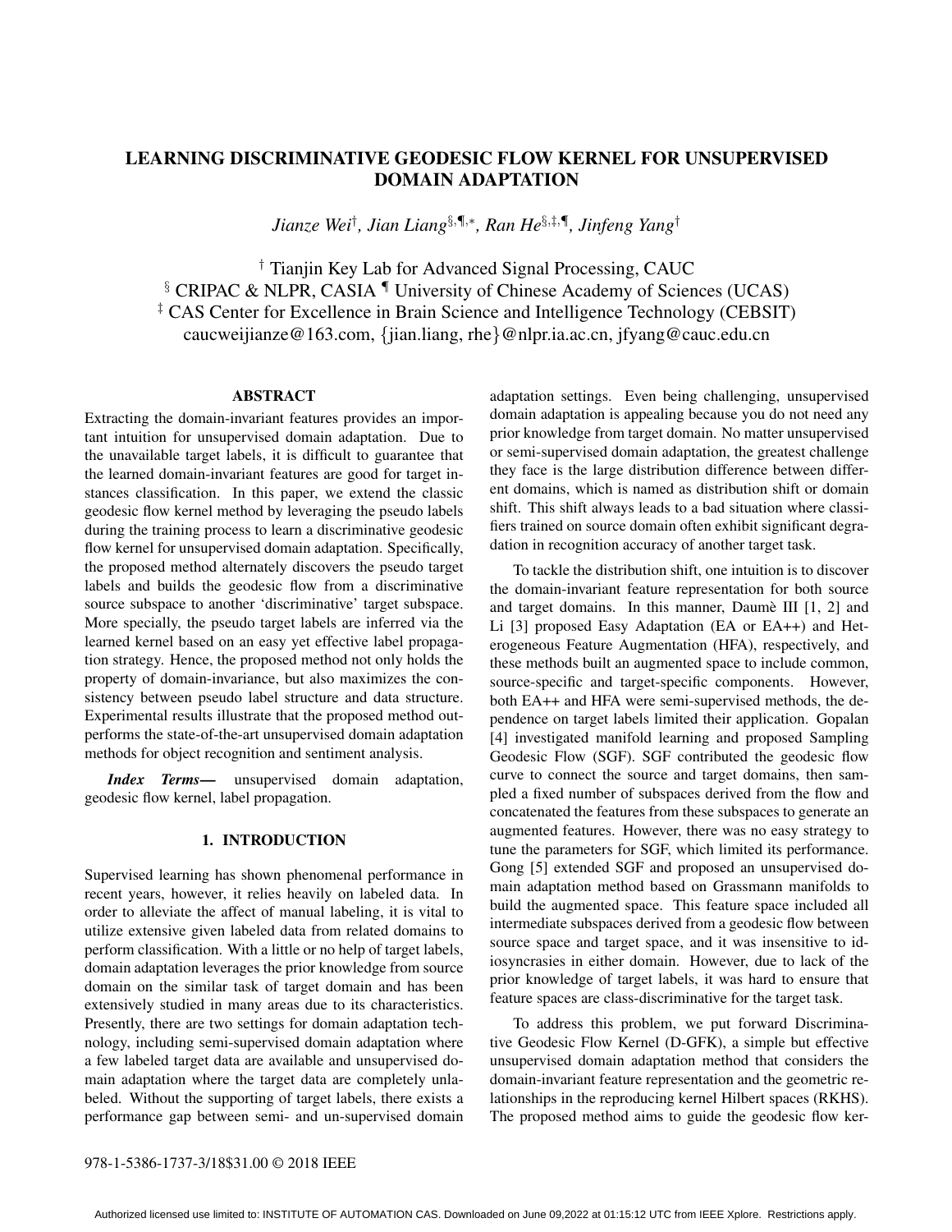# LEARNING DISCRIMINATIVE GEODESIC FLOW KERNEL FOR UNSUPERVISED DOMAIN ADAPTATION

*Jianze Wei*[†], *Jian Liang*[§,¶,*], *Ran He*[§,‡,¶], *Jinfeng Yang*[†]

[†] Tianjin Key Lab for Advanced Signal Processing, CAUC
[§] CRIPAC & NLPR, CASIA [¶] University of Chinese Academy of Sciences (UCAS)
[‡] CAS Center for Excellence in Brain Science and Intelligence Technology (CEBSIT)
caucweijianze@163.com, {jian.liang, rhe}@nlpr.ia.ac.cn, jfyang@cauc.edu.cn

## ABSTRACT

Extracting the domain-invariant features provides an important intuition for unsupervised domain adaptation. Due to the unavailable target labels, it is difficult to guarantee that the learned domain-invariant features are good for target instances classification. In this paper, we extend the classic geodesic flow kernel method by leveraging the pseudo labels during the training process to learn a discriminative geodesic flow kernel for unsupervised domain adaptation. Specifically, the proposed method alternately discovers the pseudo target labels and builds the geodesic flow from a discriminative source subspace to another 'discriminative' target subspace. More specially, the pseudo target labels are inferred via the learned kernel based on an easy yet effective label propagation strategy. Hence, the proposed method not only holds the property of domain-invariance, but also maximizes the consistency between pseudo label structure and data structure. Experimental results illustrate that the proposed method outperforms the state-of-the-art unsupervised domain adaptation methods for object recognition and sentiment analysis.

***Index Terms*—** unsupervised domain adaptation, geodesic flow kernel, label propagation.

## 1. INTRODUCTION

Supervised learning has shown phenomenal performance in recent years, however, it relies heavily on labeled data. In order to alleviate the affect of manual labeling, it is vital to utilize extensive given labeled data from related domains to perform classification. With a little or no help of target labels, domain adaptation leverages the prior knowledge from source domain on the similar task of target domain and has been extensively studied in many areas due to its characteristics. Presently, there are two settings for domain adaptation technology, including semi-supervised domain adaptation where a few labeled target data are available and unsupervised domain adaptation where the target data are completely unlabeled. Without the supporting of target labels, there exists a performance gap between semi- and un-supervised domain adaptation settings. Even being challenging, unsupervised domain adaptation is appealing because you do not need any prior knowledge from target domain. No matter unsupervised or semi-supervised domain adaptation, the greatest challenge they face is the large distribution difference between different domains, which is named as distribution shift or domain shift. This shift always leads to a bad situation where classifiers trained on source domain often exhibit significant degradation in recognition accuracy of another target task.

To tackle the distribution shift, one intuition is to discover the domain-invariant feature representation for both source and target domains. In this manner, Daumè III [1, 2] and Li [3] proposed Easy Adaptation (EA or EA++) and Heterogeneous Feature Augmentation (HFA), respectively, and these methods built an augmented space to include common, source-specific and target-specific components. However, both EA++ and HFA were semi-supervised methods, the dependence on target labels limited their application. Gopalan [4] investigated manifold learning and proposed Sampling Geodesic Flow (SGF). SGF contributed the geodesic flow curve to connect the source and target domains, then sampled a fixed number of subspaces derived from the flow and concatenated the features from these subspaces to generate an augmented features. However, there was no easy strategy to tune the parameters for SGF, which limited its performance. Gong [5] extended SGF and proposed an unsupervised domain adaptation method based on Grassmann manifolds to build the augmented space. This feature space included all intermediate subspaces derived from a geodesic flow between source space and target space, and it was insensitive to idiosyncrasies in either domain. However, due to lack of the prior knowledge of target labels, it was hard to ensure that feature spaces are class-discriminative for the target task.

To address this problem, we put forward Discriminative Geodesic Flow Kernel (D-GFK), a simple but effective unsupervised domain adaptation method that considers the domain-invariant feature representation and the geometric relationships in the reproducing kernel Hilbert spaces (RKHS). The proposed method aims to guide the geodesic flow ker-

978-1-5386-1737-3/18$31.00 © 2018 IEEE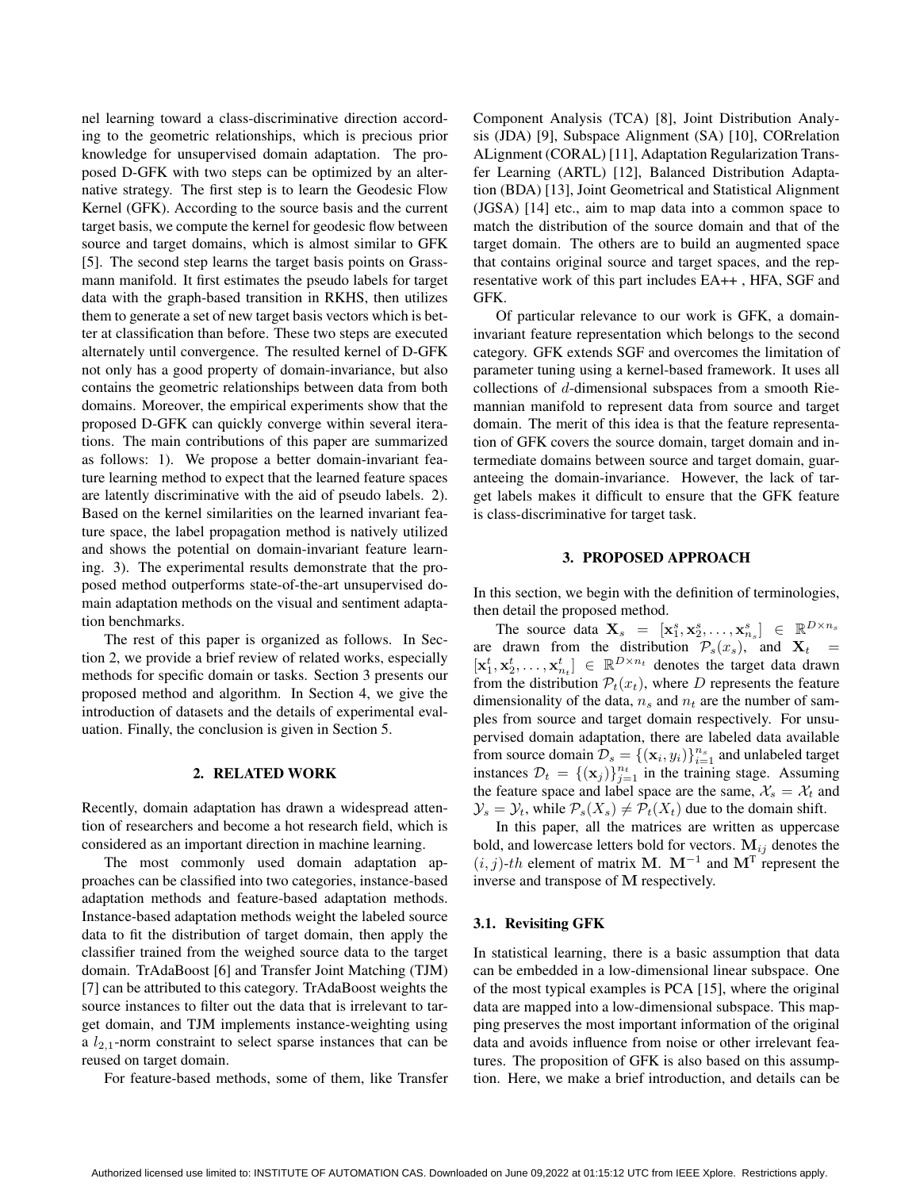nel learning toward a class-discriminative direction according to the geometric relationships, which is precious prior knowledge for unsupervised domain adaptation. The proposed D-GFK with two steps can be optimized by an alternative strategy. The first step is to learn the Geodesic Flow Kernel (GFK). According to the source basis and the current target basis, we compute the kernel for geodesic flow between source and target domains, which is almost similar to GFK [5]. The second step learns the target basis points on Grassmann manifold. It first estimates the pseudo labels for target data with the graph-based transition in RKHS, then utilizes them to generate a set of new target basis vectors which is better at classification than before. These two steps are executed alternately until convergence. The resulted kernel of D-GFK not only has a good property of domain-invariance, but also contains the geometric relationships between data from both domains. Moreover, the empirical experiments show that the proposed D-GFK can quickly converge within several iterations. The main contributions of this paper are summarized as follows: 1). We propose a better domain-invariant feature learning method to expect that the learned feature spaces are latently discriminative with the aid of pseudo labels. 2). Based on the kernel similarities on the learned invariant feature space, the label propagation method is natively utilized and shows the potential on domain-invariant feature learning. 3). The experimental results demonstrate that the proposed method outperforms state-of-the-art unsupervised domain adaptation methods on the visual and sentiment adaptation benchmarks.

The rest of this paper is organized as follows. In Section 2, we provide a brief review of related works, especially methods for specific domain or tasks. Section 3 presents our proposed method and algorithm. In Section 4, we give the introduction of datasets and the details of experimental evaluation. Finally, the conclusion is given in Section 5.

## 2. RELATED WORK

Recently, domain adaptation has drawn a widespread attention of researchers and become a hot research field, which is considered as an important direction in machine learning.

The most commonly used domain adaptation approaches can be classified into two categories, instance-based adaptation methods and feature-based adaptation methods. Instance-based adaptation methods weight the labeled source data to fit the distribution of target domain, then apply the classifier trained from the weighed source data to the target domain. TrAdaBoost [6] and Transfer Joint Matching (TJM) [7] can be attributed to this category. TrAdaBoost weights the source instances to filter out the data that is irrelevant to target domain, and TJM implements instance-weighting using a $l_{2,1}$-norm constraint to select sparse instances that can be reused on target domain.

For feature-based methods, some of them, like Transfer Component Analysis (TCA) [8], Joint Distribution Analysis (JDA) [9], Subspace Alignment (SA) [10], CORrelation ALignment (CORAL) [11], Adaptation Regularization Transfer Learning (ARTL) [12], Balanced Distribution Adaptation (BDA) [13], Joint Geometrical and Statistical Alignment (JGSA) [14] etc., aim to map data into a common space to match the distribution of the source domain and that of the target domain. The others are to build an augmented space that contains original source and target spaces, and the representative work of this part includes EA++ , HFA, SGF and GFK.

Of particular relevance to our work is GFK, a domain-invariant feature representation which belongs to the second category. GFK extends SGF and overcomes the limitation of parameter tuning using a kernel-based framework. It uses all collections of $d$-dimensional subspaces from a smooth Riemannian manifold to represent data from source and target domain. The merit of this idea is that the feature representation of GFK covers the source domain, target domain and intermediate domains between source and target domain, guaranteeing the domain-invariance. However, the lack of target labels makes it difficult to ensure that the GFK feature is class-discriminative for target task.

## 3. PROPOSED APPROACH

In this section, we begin with the definition of terminologies, then detail the proposed method.

The source data $\mathbf{X}_s = [\mathbf{x}_1^s, \mathbf{x}_2^s, \ldots, \mathbf{x}_{n_s}^s] \in \mathbb{R}^{D\times n_s}$ are drawn from the distribution $\mathcal{P}_s(x_s)$, and $\mathbf{X}_t = [\mathbf{x}_1^t, \mathbf{x}_2^t, \ldots, \mathbf{x}_{n_t}^t] \in \mathbb{R}^{D\times n_t}$ denotes the target data drawn from the distribution $\mathcal{P}_t(x_t)$, where $D$ represents the feature dimensionality of the data, $n_s$ and $n_t$ are the number of samples from source and target domain respectively. For unsupervised domain adaptation, there are labeled data available from source domain $\mathcal{D}_s = \{(\mathbf{x}_i, y_i)\}_{i=1}^{n_s}$ and unlabeled target instances $\mathcal{D}_t = \{(\mathbf{x}_j)\}_{j=1}^{n_t}$ in the training stage. Assuming the feature space and label space are the same, $\mathcal{X}_s = \mathcal{X}_t$ and $\mathcal{Y}_s = \mathcal{Y}_t$, while $\mathcal{P}_s(X_s) \neq \mathcal{P}_t(X_t)$ due to the domain shift.

In this paper, all the matrices are written as uppercase bold, and lowercase letters bold for vectors. $\mathbf{M}_{ij}$ denotes the $(i,j)$-$th$ element of matrix $\mathbf{M}$. $\mathbf{M}^{-1}$ and $\mathbf{M}^{\mathrm{T}}$ represent the inverse and transpose of $\mathbf{M}$ respectively.

### 3.1. Revisiting GFK

In statistical learning, there is a basic assumption that data can be embedded in a low-dimensional linear subspace. One of the most typical examples is PCA [15], where the original data are mapped into a low-dimensional subspace. This mapping preserves the most important information of the original data and avoids influence from noise or other irrelevant features. The proposition of GFK is also based on this assumption. Here, we make a brief introduction, and details can be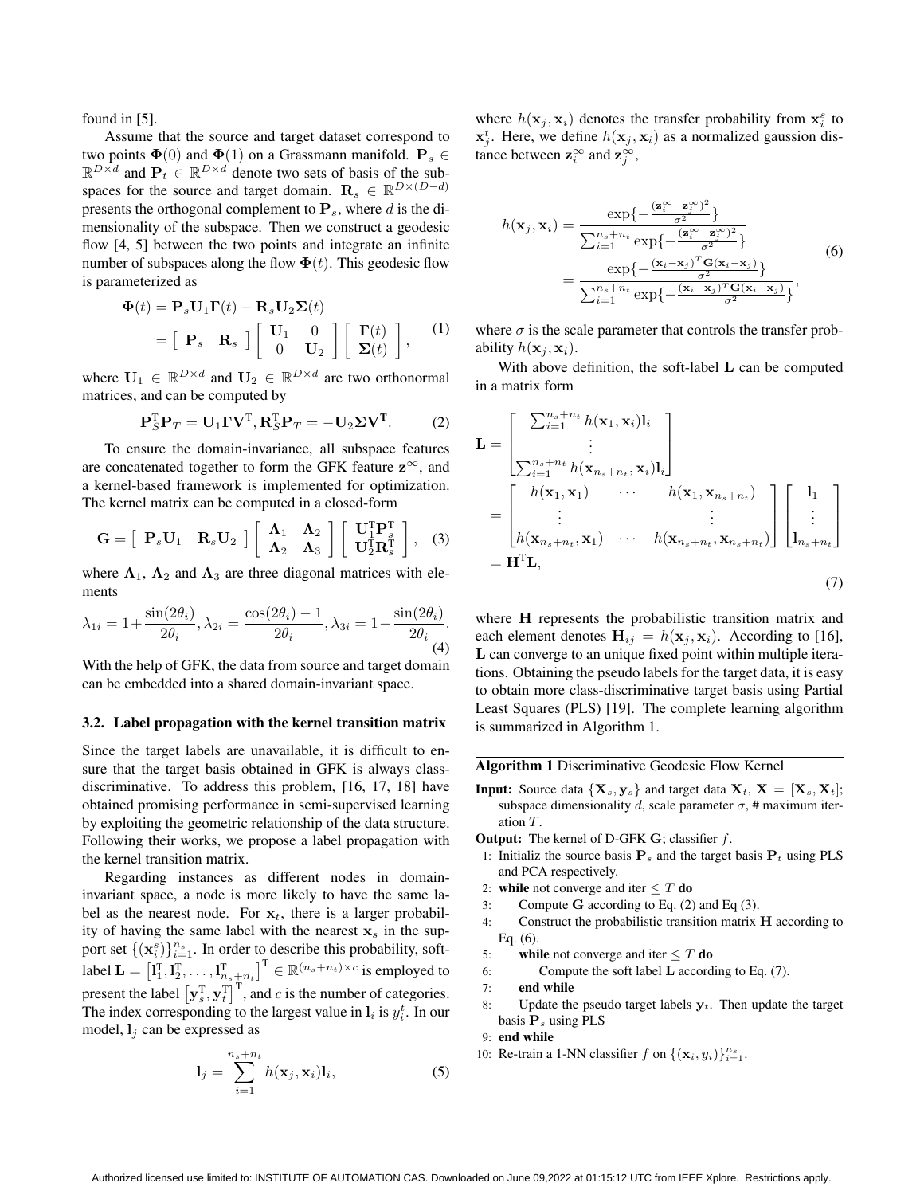found in [5].

Assume that the source and target dataset correspond to two points $\mathbf{\Phi}(0)$ and $\mathbf{\Phi}(1)$ on a Grassmann manifold. $\mathbf{P}_s \in \mathbb{R}^{D\times d}$ and $\mathbf{P}_t \in \mathbb{R}^{D\times d}$ denote two sets of basis of the subspaces for the source and target domain. $\mathbf{R}_s \in \mathbb{R}^{D\times(D-d)}$ presents the orthogonal complement to $\mathbf{P}_s$, where $d$ is the dimensionality of the subspace. Then we construct a geodesic flow [4, 5] between the two points and integrate an infinite number of subspaces along the flow $\mathbf{\Phi}(t)$. This geodesic flow is parameterized as

$$
\begin{aligned}
\mathbf{\Phi}(t) &= \mathbf{P}_s\mathbf{U}_1\mathbf{\Gamma}(t) - \mathbf{R}_s\mathbf{U}_2\mathbf{\Sigma}(t) \\
&= \begin{bmatrix} \mathbf{P}_s & \mathbf{R}_s \end{bmatrix} \begin{bmatrix} \mathbf{U}_1 & 0 \\ 0 & \mathbf{U}_2 \end{bmatrix} \begin{bmatrix} \mathbf{\Gamma}(t) \\ \mathbf{\Sigma}(t) \end{bmatrix},
\end{aligned} \tag{1}
$$

where $\mathbf{U}_1 \in \mathbb{R}^{D\times d}$ and $\mathbf{U}_2 \in \mathbb{R}^{D\times d}$ are two orthonormal matrices, and can be computed by

$$
\mathbf{P}_S^{\mathrm{T}}\mathbf{P}_T = \mathbf{U}_1\mathbf{\Gamma}\mathbf{V}^{\mathrm{T}}, \mathbf{R}_S^{\mathrm{T}}\mathbf{P}_T = -\mathbf{U}_2\mathbf{\Sigma}\mathbf{V}^{\mathbf{T}}. \tag{2}
$$

To ensure the domain-invariance, all subspace features are concatenated together to form the GFK feature $\mathbf{z}^{\infty}$, and a kernel-based framework is implemented for optimization. The kernel matrix can be computed in a closed-form

$$
\mathbf{G} = \begin{bmatrix} \mathbf{P}_s\mathbf{U}_1 & \mathbf{R}_s\mathbf{U}_2 \end{bmatrix} \begin{bmatrix} \mathbf{\Lambda}_1 & \mathbf{\Lambda}_2 \\ \mathbf{\Lambda}_2 & \mathbf{\Lambda}_3 \end{bmatrix} \begin{bmatrix} \mathbf{U}_1^{\mathrm{T}}\mathbf{P}_s^{\mathrm{T}} \\ \mathbf{U}_2^{\mathrm{T}}\mathbf{R}_s^{\mathrm{T}} \end{bmatrix}, \tag{3}
$$

where $\mathbf{\Lambda}_1$, $\mathbf{\Lambda}_2$ and $\mathbf{\Lambda}_3$ are three diagonal matrices with elements

$$
\lambda_{1i} = 1 + \frac{\sin(2\theta_i)}{2\theta_i}, \lambda_{2i} = \frac{\cos(2\theta_i) - 1}{2\theta_i}, \lambda_{3i} = 1 - \frac{\sin(2\theta_i)}{2\theta_i}. \tag{4}
$$

With the help of GFK, the data from source and target domain can be embedded into a shared domain-invariant space.

### 3.2. Label propagation with the kernel transition matrix

Since the target labels are unavailable, it is difficult to ensure that the target basis obtained in GFK is always class-discriminative. To address this problem, [16, 17, 18] have obtained promising performance in semi-supervised learning by exploiting the geometric relationship of the data structure. Following their works, we propose a label propagation with the kernel transition matrix.

Regarding instances as different nodes in domain-invariant space, a node is more likely to have the same label as the nearest node. For $\mathbf{x}_t$, there is a larger probability of having the same label with the nearest $\mathbf{x}_s$ in the support set $\{(\mathbf{x}_i^s)\}_{i=1}^{n_s}$. In order to describe this probability, soft-label $\mathbf{L} = \left[\mathbf{l}_1^{\mathrm{T}}, \mathbf{l}_2^{\mathrm{T}}, \ldots, \mathbf{l}_{n_s+n_t}^{\mathrm{T}}\right]^{\mathrm{T}} \in \mathbb{R}^{(n_s+n_t)\times c}$ is employed to present the label $\left[\mathbf{y}_s^{\mathrm{T}}, \mathbf{y}_t^{\mathrm{T}}\right]^{\mathrm{T}}$, and $c$ is the number of categories. The index corresponding to the largest value in $\mathbf{l}_i$ is $y_i^t$. In our model, $\mathbf{l}_j$ can be expressed as

$$
\mathbf{l}_j = \sum_{i=1}^{n_s+n_t} h(\mathbf{x}_j, \mathbf{x}_i)\mathbf{l}_i, \tag{5}
$$

where $h(\mathbf{x}_j, \mathbf{x}_i)$ denotes the transfer probability from $\mathbf{x}_i^s$ to $\mathbf{x}_j^t$. Here, we define $h(\mathbf{x}_j, \mathbf{x}_i)$ as a normalized gaussion distance between $\mathbf{z}_i^{\infty}$ and $\mathbf{z}_j^{\infty}$,

$$
\begin{aligned}
h(\mathbf{x}_j, \mathbf{x}_i) &= \frac{\exp\{-\frac{(\mathbf{z}_i^{\infty} - \mathbf{z}_j^{\infty})^2}{\sigma^2}\}}{\sum_{i=1}^{n_s+n_t} \exp\{-\frac{(\mathbf{z}_i^{\infty} - \mathbf{z}_j^{\infty})^2}{\sigma^2}\}} \\
&= \frac{\exp\{-\frac{(\mathbf{x}_i - \mathbf{x}_j)^T\mathbf{G}(\mathbf{x}_i - \mathbf{x}_j)}{\sigma^2}\}}{\sum_{i=1}^{n_s+n_t} \exp\{-\frac{(\mathbf{x}_i - \mathbf{x}_j)^T\mathbf{G}(\mathbf{x}_i - \mathbf{x}_j)}{\sigma^2}\}},
\end{aligned} \tag{6}
$$

where $\sigma$ is the scale parameter that controls the transfer probability $h(\mathbf{x}_j, \mathbf{x}_i)$.

With above definition, the soft-label $\mathbf{L}$ can be computed in a matrix form

$$
\begin{aligned}
\mathbf{L} &= \begin{bmatrix} \sum_{i=1}^{n_s+n_t} h(\mathbf{x}_1, \mathbf{x}_i)\mathbf{l}_i \\ \vdots \\ \sum_{i=1}^{n_s+n_t} h(\mathbf{x}_{n_s+n_t}, \mathbf{x}_i)\mathbf{l}_i \end{bmatrix} \\
&= \begin{bmatrix} h(\mathbf{x}_1, \mathbf{x}_1) & \cdots & h(\mathbf{x}_1, \mathbf{x}_{n_s+n_t}) \\ \vdots & & \vdots \\ h(\mathbf{x}_{n_s+n_t}, \mathbf{x}_1) & \cdots & h(\mathbf{x}_{n_s+n_t}, \mathbf{x}_{n_s+n_t}) \end{bmatrix} \begin{bmatrix} \mathbf{l}_1 \\ \vdots \\ \mathbf{l}_{n_s+n_t} \end{bmatrix} \\
&= \mathbf{H}^{\mathrm{T}}\mathbf{L},
\end{aligned} \tag{7}
$$

where $\mathbf{H}$ represents the probabilistic transition matrix and each element denotes $\mathbf{H}_{ij} = h(\mathbf{x}_j, \mathbf{x}_i)$. According to [16], $\mathbf{L}$ can converge to an unique fixed point within multiple iterations. Obtaining the pseudo labels for the target data, it is easy to obtain more class-discriminative target basis using Partial Least Squares (PLS) [19]. The complete learning algorithm is summarized in Algorithm 1.

---

**Algorithm 1** Discriminative Geodesic Flow Kernel

---

**Input:** Source data $\{\mathbf{X}_s, \mathbf{y}_s\}$ and target data $\mathbf{X}_t$, $\mathbf{X} = [\mathbf{X}_s, \mathbf{X}_t]$; subspace dimensionality $d$, scale parameter $\sigma$, # maximum iteration $T$.

**Output:** The kernel of D-GFK $\mathbf{G}$; classifier $f$.

1: Initializ the source basis $\mathbf{P}_s$ and the target basis $\mathbf{P}_t$ using PLS and PCA respectively.
2: **while** not converge and iter $\le T$ **do**
3: Compute $\mathbf{G}$ according to Eq. (2) and Eq (3).
4: Construct the probabilistic transition matrix $\mathbf{H}$ according to Eq. (6).
5: **while** not converge and iter $\le T$ **do**
6: Compute the soft label $\mathbf{L}$ according to Eq. (7).
7: **end while**
8: Update the pseudo target labels $\mathbf{y}_t$. Then update the target basis $\mathbf{P}_s$ using PLS
9: **end while**
10: Re-train a 1-NN classifier $f$ on $\{(\mathbf{x}_i, y_i)\}_{i=1}^{n_s}$.

---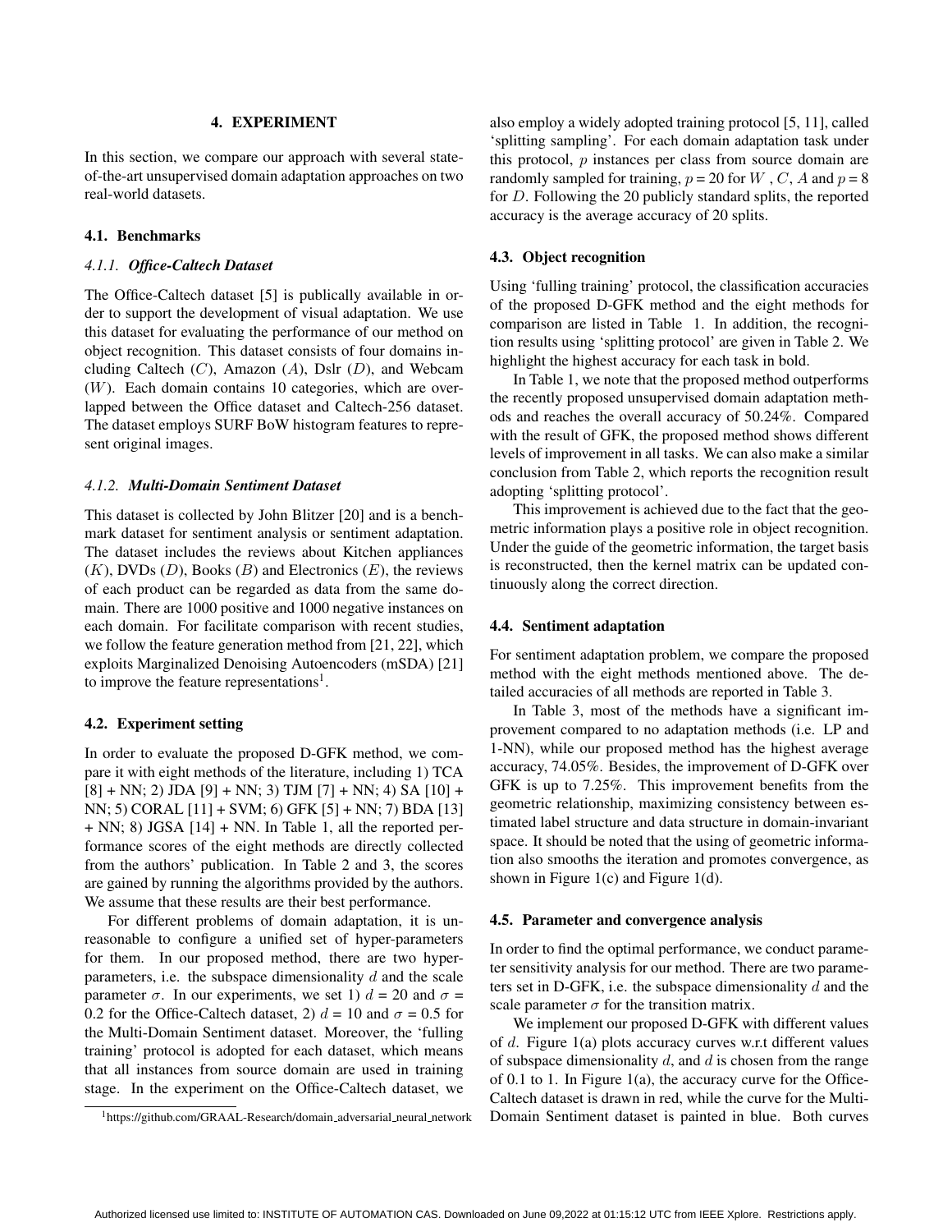## 4. EXPERIMENT

In this section, we compare our approach with several state-of-the-art unsupervised domain adaptation approaches on two real-world datasets.

### 4.1. Benchmarks

#### 4.1.1. *Office-Caltech Dataset*

The Office-Caltech dataset [5] is publically available in order to support the development of visual adaptation. We use this dataset for evaluating the performance of our method on object recognition. This dataset consists of four domains including Caltech ($C$), Amazon ($A$), Dslr ($D$), and Webcam ($W$). Each domain contains 10 categories, which are overlapped between the Office dataset and Caltech-256 dataset. The dataset employs SURF BoW histogram features to represent original images.

#### 4.1.2. *Multi-Domain Sentiment Dataset*

This dataset is collected by John Blitzer [20] and is a benchmark dataset for sentiment analysis or sentiment adaptation. The dataset includes the reviews about Kitchen appliances ($K$), DVDs ($D$), Books ($B$) and Electronics ($E$), the reviews of each product can be regarded as data from the same domain. There are 1000 positive and 1000 negative instances on each domain. For facilitate comparison with recent studies, we follow the feature generation method from [21, 22], which exploits Marginalized Denoising Autoencoders (mSDA) [21] to improve the feature representations[1].

### 4.2. Experiment setting

In order to evaluate the proposed D-GFK method, we compare it with eight methods of the literature, including 1) TCA [8] + NN; 2) JDA [9] + NN; 3) TJM [7] + NN; 4) SA [10] + NN; 5) CORAL [11] + SVM; 6) GFK [5] + NN; 7) BDA [13] + NN; 8) JGSA [14] + NN. In Table 1, all the reported performance scores of the eight methods are directly collected from the authors' publication. In Table 2 and 3, the scores are gained by running the algorithms provided by the authors. We assume that these results are their best performance.

For different problems of domain adaptation, it is unreasonable to configure a unified set of hyper-parameters for them. In our proposed method, there are two hyper-parameters, i.e. the subspace dimensionality $d$ and the scale parameter $\sigma$. In our experiments, we set 1) $d$ = 20 and $\sigma$ = 0.2 for the Office-Caltech dataset, 2) $d$ = 10 and $\sigma$ = 0.5 for the Multi-Domain Sentiment dataset. Moreover, the 'fulling training' protocol is adopted for each dataset, which means that all instances from source domain are used in training stage. In the experiment on the Office-Caltech dataset, we also employ a widely adopted training protocol [5, 11], called 'splitting sampling'. For each domain adaptation task under this protocol, $p$ instances per class from source domain are randomly sampled for training, $p$ = 20 for $W$ , $C$, $A$ and $p$ = 8 for $D$. Following the 20 publicly standard splits, the reported accuracy is the average accuracy of 20 splits.

[1] https://github.com/GRAAL-Research/domain_adversarial_neural_network

### 4.3. Object recognition

Using 'fulling training' protocol, the classification accuracies of the proposed D-GFK method and the eight methods for comparison are listed in Table 1. In addition, the recognition results using 'splitting protocol' are given in Table 2. We highlight the highest accuracy for each task in bold.

In Table 1, we note that the proposed method outperforms the recently proposed unsupervised domain adaptation methods and reaches the overall accuracy of 50.24%. Compared with the result of GFK, the proposed method shows different levels of improvement in all tasks. We can also make a similar conclusion from Table 2, which reports the recognition result adopting 'splitting protocol'.

This improvement is achieved due to the fact that the geometric information plays a positive role in object recognition. Under the guide of the geometric information, the target basis is reconstructed, then the kernel matrix can be updated continuously along the correct direction.

### 4.4. Sentiment adaptation

For sentiment adaptation problem, we compare the proposed method with the eight methods mentioned above. The detailed accuracies of all methods are reported in Table 3.

In Table 3, most of the methods have a significant improvement compared to no adaptation methods (i.e. LP and 1-NN), while our proposed method has the highest average accuracy, 74.05%. Besides, the improvement of D-GFK over GFK is up to 7.25%. This improvement benefits from the geometric relationship, maximizing consistency between estimated label structure and data structure in domain-invariant space. It should be noted that the using of geometric information also smooths the iteration and promotes convergence, as shown in Figure 1(c) and Figure 1(d).

### 4.5. Parameter and convergence analysis

In order to find the optimal performance, we conduct parameter sensitivity analysis for our method. There are two parameters set in D-GFK, i.e. the subspace dimensionality $d$ and the scale parameter $\sigma$ for the transition matrix.

We implement our proposed D-GFK with different values of $d$. Figure 1(a) plots accuracy curves w.r.t different values of subspace dimensionality $d$, and $d$ is chosen from the range of 0.1 to 1. In Figure 1(a), the accuracy curve for the Office-Caltech dataset is drawn in red, while the curve for the Multi-Domain Sentiment dataset is painted in blue. Both curves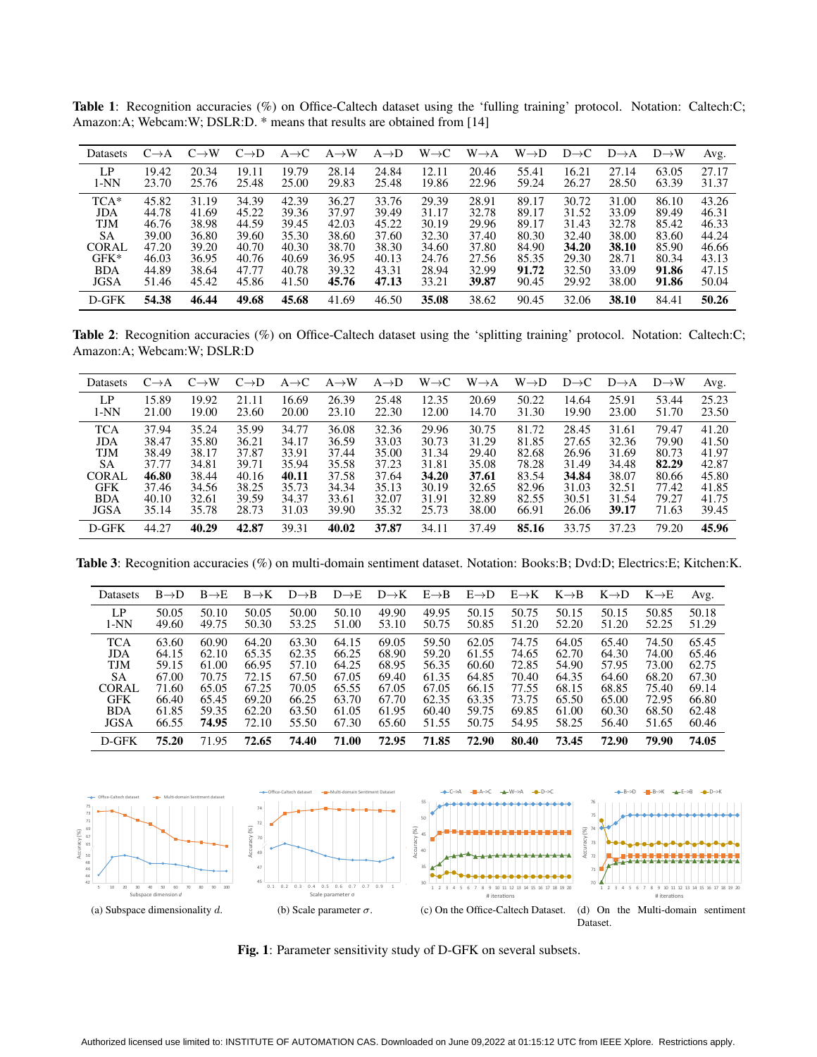**Table 1**: Recognition accuracies (%) on Office-Caltech dataset using the 'fulling training' protocol. Notation: Caltech:C; Amazon:A; Webcam:W; DSLR:D. * means that results are obtained from [14]

| Datasets | C→A | C→W | C→D | A→C | A→W | A→D | W→C | W→A | W→D | D→C | D→A | D→W | Avg. |
|---|---|---|---|---|---|---|---|---|---|---|---|---|---|
| LP | 19.42 | 20.34 | 19.11 | 19.79 | 28.14 | 24.84 | 12.11 | 20.46 | 55.41 | 16.21 | 27.14 | 63.05 | 27.17 |
| 1-NN | 23.70 | 25.76 | 25.48 | 25.00 | 29.83 | 25.48 | 19.86 | 22.96 | 59.24 | 26.27 | 28.50 | 63.39 | 31.37 |
| TCA* | 45.82 | 31.19 | 34.39 | 42.39 | 36.27 | 33.76 | 29.39 | 28.91 | 89.17 | 30.72 | 31.00 | 86.10 | 43.26 |
| JDA | 44.78 | 41.69 | 45.22 | 39.36 | 37.97 | 39.49 | 31.17 | 32.78 | 89.17 | 31.52 | 33.09 | 89.49 | 46.31 |
| TJM | 46.76 | 38.98 | 44.59 | 39.45 | 42.03 | 45.22 | 30.19 | 29.96 | 89.17 | 31.43 | 32.78 | 85.42 | 46.33 |
| SA | 39.00 | 36.80 | 39.60 | 35.30 | 38.60 | 37.60 | 32.30 | 37.40 | 80.30 | 32.40 | 38.00 | 83.60 | 44.24 |
| CORAL | 47.20 | 39.20 | 40.70 | 40.30 | 38.70 | 38.30 | 34.60 | 37.80 | 84.90 | **34.20** | **38.10** | 85.90 | 46.66 |
| GFK* | 46.03 | 36.95 | 40.76 | 40.69 | 36.95 | 40.13 | 24.76 | 27.56 | 85.35 | 29.30 | 28.71 | 80.34 | 43.13 |
| BDA | 44.89 | 38.64 | 47.77 | 40.78 | 39.32 | 43.31 | 28.94 | 32.99 | **91.72** | 32.50 | 33.09 | **91.86** | 47.15 |
| JGSA | 51.46 | 45.42 | 45.86 | 41.50 | **45.76** | **47.13** | 33.21 | **39.87** | 90.45 | 29.92 | 38.00 | **91.86** | 50.04 |
| D-GFK | **54.38** | **46.44** | **49.68** | **45.68** | 41.69 | 46.50 | **35.08** | 38.62 | 90.45 | 32.06 | **38.10** | 84.41 | **50.26** |

**Table 2**: Recognition accuracies (%) on Office-Caltech dataset using the 'splitting training' protocol. Notation: Caltech:C; Amazon:A; Webcam:W; DSLR:D

| Datasets | C→A | C→W | C→D | A→C | A→W | A→D | W→C | W→A | W→D | D→C | D→A | D→W | Avg. |
|---|---|---|---|---|---|---|---|---|---|---|---|---|---|
| LP | 15.89 | 19.92 | 21.11 | 16.69 | 26.39 | 25.48 | 12.35 | 20.69 | 50.22 | 14.64 | 25.91 | 53.44 | 25.23 |
| 1-NN | 21.00 | 19.00 | 23.60 | 20.00 | 23.10 | 22.30 | 12.00 | 14.70 | 31.30 | 19.90 | 23.00 | 51.70 | 23.50 |
| TCA | 37.94 | 35.24 | 35.99 | 34.77 | 36.08 | 32.36 | 29.96 | 30.75 | 81.72 | 28.45 | 31.61 | 79.47 | 41.20 |
| JDA | 38.47 | 35.80 | 36.21 | 34.17 | 36.59 | 33.03 | 30.73 | 31.29 | 81.85 | 27.65 | 32.36 | 79.90 | 41.50 |
| TJM | 38.49 | 38.17 | 37.87 | 33.91 | 37.44 | 35.00 | 31.34 | 29.40 | 82.68 | 26.96 | 31.69 | 80.73 | 41.97 |
| SA | 37.77 | 34.81 | 39.71 | 35.94 | 35.58 | 37.23 | 31.81 | 35.08 | 78.28 | 31.49 | 34.48 | **82.29** | 42.87 |
| CORAL | **46.80** | 38.44 | 40.16 | **40.11** | 37.58 | 37.64 | **34.20** | **37.61** | 83.54 | **34.84** | 38.07 | 80.66 | 45.80 |
| GFK | 37.46 | 34.56 | 38.25 | 35.73 | 34.34 | 35.13 | 30.19 | 32.65 | 82.96 | 31.03 | 32.51 | 77.42 | 41.85 |
| BDA | 40.10 | 32.61 | 39.59 | 34.37 | 33.61 | 32.07 | 31.91 | 32.89 | 82.55 | 30.51 | 31.54 | 79.27 | 41.75 |
| JGSA | 35.14 | 35.78 | 28.73 | 31.03 | 39.90 | 35.32 | 25.73 | 38.00 | 66.91 | 26.06 | **39.17** | 71.63 | 39.45 |
| D-GFK | 44.27 | **40.29** | **42.87** | 39.31 | **40.02** | **37.87** | 34.11 | 37.49 | **85.16** | 33.75 | 37.23 | 79.20 | **45.96** |

**Table 3**: Recognition accuracies (%) on multi-domain sentiment dataset. Notation: Books:B; Dvd:D; Electrics:E; Kitchen:K.

| Datasets | B→D | B→E | B→K | D→B | D→E | D→K | E→B | E→D | E→K | K→B | K→D | K→E | Avg. |
|---|---|---|---|---|---|---|---|---|---|---|---|---|---|
| LP | 50.05 | 50.10 | 50.05 | 50.00 | 50.10 | 49.90 | 49.95 | 50.15 | 50.75 | 50.15 | 50.15 | 50.85 | 50.18 |
| 1-NN | 49.60 | 49.75 | 50.30 | 53.25 | 51.00 | 53.10 | 50.75 | 50.85 | 51.20 | 52.20 | 51.20 | 52.25 | 51.29 |
| TCA | 63.60 | 60.90 | 64.20 | 63.30 | 64.15 | 69.05 | 59.50 | 62.05 | 74.75 | 64.05 | 65.40 | 74.50 | 65.45 |
| JDA | 64.15 | 62.10 | 65.35 | 62.35 | 66.25 | 68.90 | 59.20 | 61.55 | 74.65 | 62.70 | 64.30 | 74.00 | 65.46 |
| TJM | 59.15 | 61.00 | 66.95 | 57.10 | 64.25 | 68.95 | 56.35 | 60.60 | 72.85 | 54.90 | 57.95 | 73.00 | 62.75 |
| SA | 67.00 | 70.75 | 72.15 | 67.50 | 67.05 | 69.40 | 61.35 | 64.85 | 70.40 | 64.35 | 64.60 | 68.20 | 67.30 |
| CORAL | 71.60 | 65.05 | 67.25 | 70.05 | 65.55 | 67.05 | 67.05 | 66.15 | 77.55 | 68.15 | 68.85 | 75.40 | 69.14 |
| GFK | 66.40 | 65.45 | 69.20 | 66.25 | 63.70 | 67.70 | 62.35 | 63.35 | 73.75 | 65.50 | 65.00 | 72.95 | 66.80 |
| BDA | 61.85 | 59.35 | 62.20 | 63.50 | 61.05 | 61.95 | 60.40 | 59.75 | 69.85 | 61.00 | 60.30 | 68.50 | 62.48 |
| JGSA | 66.55 | **74.95** | 72.10 | 55.50 | 67.30 | 65.60 | 51.55 | 50.75 | 54.95 | 58.25 | 56.40 | 51.65 | 60.46 |
| D-GFK | **75.20** | 71.95 | **72.65** | **74.40** | **71.00** | **72.95** | **71.85** | **72.90** | **80.40** | **73.45** | **72.90** | **79.90** | **74.05** |

(a) Subspace dimensionality $d$.

(b) Scale parameter $\sigma$.

(c) On the Office-Caltech Dataset.

(d) On the Multi-domain sentiment Dataset.

**Fig. 1**: Parameter sensitivity study of D-GFK on several subsets.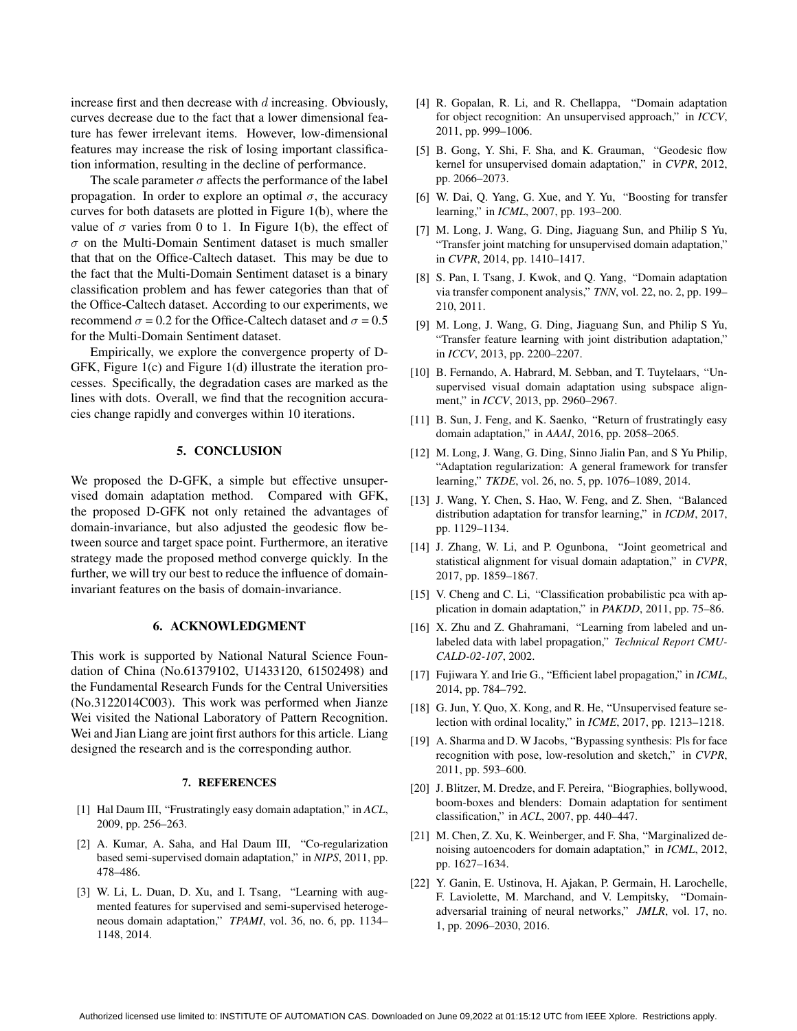increase first and then decrease with $d$ increasing. Obviously, curves decrease due to the fact that a lower dimensional feature has fewer irrelevant items. However, low-dimensional features may increase the risk of losing important classification information, resulting in the decline of performance.

The scale parameter $\sigma$ affects the performance of the label propagation. In order to explore an optimal $\sigma$, the accuracy curves for both datasets are plotted in Figure 1(b), where the value of $\sigma$ varies from 0 to 1. In Figure 1(b), the effect of $\sigma$ on the Multi-Domain Sentiment dataset is much smaller that that on the Office-Caltech dataset. This may be due to the fact that the Multi-Domain Sentiment dataset is a binary classification problem and has fewer categories than that of the Office-Caltech dataset. According to our experiments, we recommend $\sigma = 0.2$ for the Office-Caltech dataset and $\sigma = 0.5$ for the Multi-Domain Sentiment dataset.

Empirically, we explore the convergence property of D-GFK, Figure 1(c) and Figure 1(d) illustrate the iteration processes. Specifically, the degradation cases are marked as the lines with dots. Overall, we find that the recognition accuracies change rapidly and converges within 10 iterations.

## 5. CONCLUSION

We proposed the D-GFK, a simple but effective unsupervised domain adaptation method. Compared with GFK, the proposed D-GFK not only retained the advantages of domain-invariance, but also adjusted the geodesic flow between source and target space point. Furthermore, an iterative strategy made the proposed method converge quickly. In the further, we will try our best to reduce the influence of domain-invariant features on the basis of domain-invariance.

## 6. ACKNOWLEDGMENT

This work is supported by National Natural Science Foundation of China (No.61379102, U1433120, 61502498) and the Fundamental Research Funds for the Central Universities (No.3122014C003). This work was performed when Jianze Wei visited the National Laboratory of Pattern Recognition. Wei and Jian Liang are joint first authors for this article. Liang designed the research and is the corresponding author.

## 7. REFERENCES

[1] Hal Daum III, "Frustratingly easy domain adaptation," in *ACL*, 2009, pp. 256–263.

[2] A. Kumar, A. Saha, and Hal Daum III, "Co-regularization based semi-supervised domain adaptation," in *NIPS*, 2011, pp. 478–486.

[3] W. Li, L. Duan, D. Xu, and I. Tsang, "Learning with augmented features for supervised and semi-supervised heterogeneous domain adaptation," *TPAMI*, vol. 36, no. 6, pp. 1134–1148, 2014.

[4] R. Gopalan, R. Li, and R. Chellappa, "Domain adaptation for object recognition: An unsupervised approach," in *ICCV*, 2011, pp. 999–1006.

[5] B. Gong, Y. Shi, F. Sha, and K. Grauman, "Geodesic flow kernel for unsupervised domain adaptation," in *CVPR*, 2012, pp. 2066–2073.

[6] W. Dai, Q. Yang, G. Xue, and Y. Yu, "Boosting for transfer learning," in *ICML*, 2007, pp. 193–200.

[7] M. Long, J. Wang, G. Ding, Jiaguang Sun, and Philip S Yu, "Transfer joint matching for unsupervised domain adaptation," in *CVPR*, 2014, pp. 1410–1417.

[8] S. Pan, I. Tsang, J. Kwok, and Q. Yang, "Domain adaptation via transfer component analysis," *TNN*, vol. 22, no. 2, pp. 199–210, 2011.

[9] M. Long, J. Wang, G. Ding, Jiaguang Sun, and Philip S Yu, "Transfer feature learning with joint distribution adaptation," in *ICCV*, 2013, pp. 2200–2207.

[10] B. Fernando, A. Habrard, M. Sebban, and T. Tuytelaars, "Unsupervised visual domain adaptation using subspace alignment," in *ICCV*, 2013, pp. 2960–2967.

[11] B. Sun, J. Feng, and K. Saenko, "Return of frustratingly easy domain adaptation," in *AAAI*, 2016, pp. 2058–2065.

[12] M. Long, J. Wang, G. Ding, Sinno Jialin Pan, and S Yu Philip, "Adaptation regularization: A general framework for transfer learning," *TKDE*, vol. 26, no. 5, pp. 1076–1089, 2014.

[13] J. Wang, Y. Chen, S. Hao, W. Feng, and Z. Shen, "Balanced distribution adaptation for transfor learning," in *ICDM*, 2017, pp. 1129–1134.

[14] J. Zhang, W. Li, and P. Ogunbona, "Joint geometrical and statistical alignment for visual domain adaptation," in *CVPR*, 2017, pp. 1859–1867.

[15] V. Cheng and C. Li, "Classification probabilistic pca with application in domain adaptation," in *PAKDD*, 2011, pp. 75–86.

[16] X. Zhu and Z. Ghahramani, "Learning from labeled and unlabeled data with label propagation," *Technical Report CMU-CALD-02-107*, 2002.

[17] Fujiwara Y. and Irie G., "Efficient label propagation," in *ICML*, 2014, pp. 784–792.

[18] G. Jun, Y. Quo, X. Kong, and R. He, "Unsupervised feature selection with ordinal locality," in *ICME*, 2017, pp. 1213–1218.

[19] A. Sharma and D. W Jacobs, "Bypassing synthesis: Pls for face recognition with pose, low-resolution and sketch," in *CVPR*, 2011, pp. 593–600.

[20] J. Blitzer, M. Dredze, and F. Pereira, "Biographies, bollywood, boom-boxes and blenders: Domain adaptation for sentiment classification," in *ACL*, 2007, pp. 440–447.

[21] M. Chen, Z. Xu, K. Weinberger, and F. Sha, "Marginalized denoising autoencoders for domain adaptation," in *ICML*, 2012, pp. 1627–1634.

[22] Y. Ganin, E. Ustinova, H. Ajakan, P. Germain, H. Larochelle, F. Laviolette, M. Marchand, and V. Lempitsky, "Domain-adversarial training of neural networks," *JMLR*, vol. 17, no. 1, pp. 2096–2030, 2016.